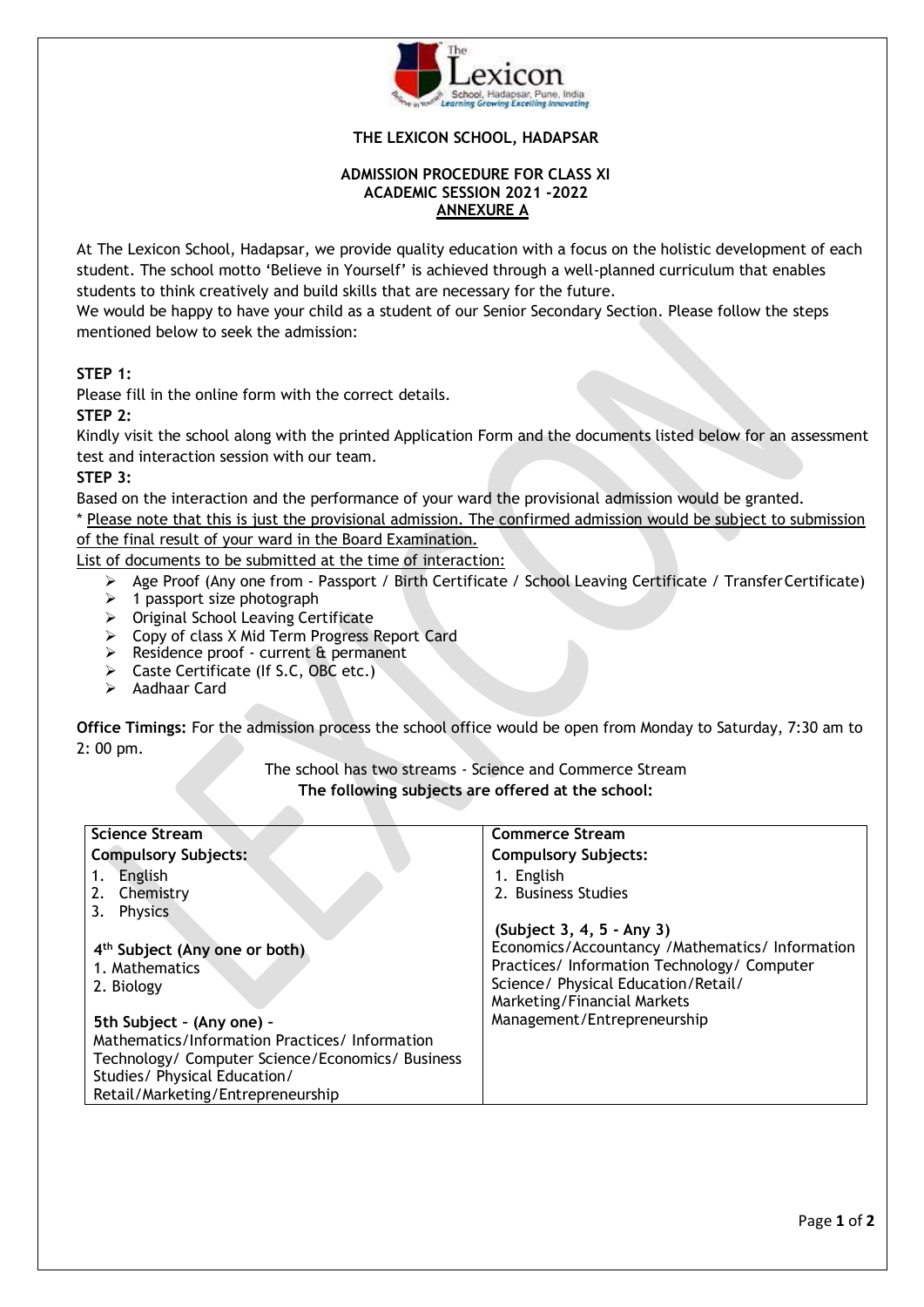# THE LEXICON SCHOOL, HADAPSAR

## ADMISSION PROCEDURE FOR CLASS XI
## ACADEMIC SESSION 2021 -2022
## ANNEXURE A

At The Lexicon School, Hadapsar, we provide quality education with a focus on the holistic development of each student. The school motto 'Believe in Yourself' is achieved through a well-planned curriculum that enables students to think creatively and build skills that are necessary for the future.
We would be happy to have your child as a student of our Senior Secondary Section. Please follow the steps mentioned below to seek the admission:

**STEP 1:**
Please fill in the online form with the correct details.

**STEP 2:**
Kindly visit the school along with the printed Application Form and the documents listed below for an assessment test and interaction session with our team.

**STEP 3:**
Based on the interaction and the performance of your ward the provisional admission would be granted.

* Please note that this is just the provisional admission. The confirmed admission would be subject to submission of the final result of your ward in the Board Examination.

List of documents to be submitted at the time of interaction:

- Age Proof (Any one from - Passport / Birth Certificate / School Leaving Certificate / Transfer Certificate)
- 1 passport size photograph
- Original School Leaving Certificate
- Copy of class X Mid Term Progress Report Card
- Residence proof - current & permanent
- Caste Certificate (If S.C, OBC etc.)
- Aadhaar Card

**Office Timings:** For the admission process the school office would be open from Monday to Saturday, 7:30 am to 2: 00 pm.

The school has two streams - Science and Commerce Stream

**The following subjects are offered at the school:**

| Science Stream | Commerce Stream |
|---|---|
| **Compulsory Subjects:**<br>1. English<br>2. Chemistry<br>3. Physics<br><br>**4th Subject (Any one or both)**<br>1. Mathematics<br>2. Biology<br><br>**5th Subject – (Any one) –**<br>Mathematics/Information Practices/ Information Technology/ Computer Science/Economics/ Business Studies/ Physical Education/ Retail/Marketing/Entrepreneurship | **Compulsory Subjects:**<br>1. English<br>2. Business Studies<br><br>**(Subject 3, 4, 5 - Any 3)**<br>Economics/Accountancy /Mathematics/ Information Practices/ Information Technology/ Computer Science/ Physical Education/Retail/ Marketing/Financial Markets Management/Entrepreneurship |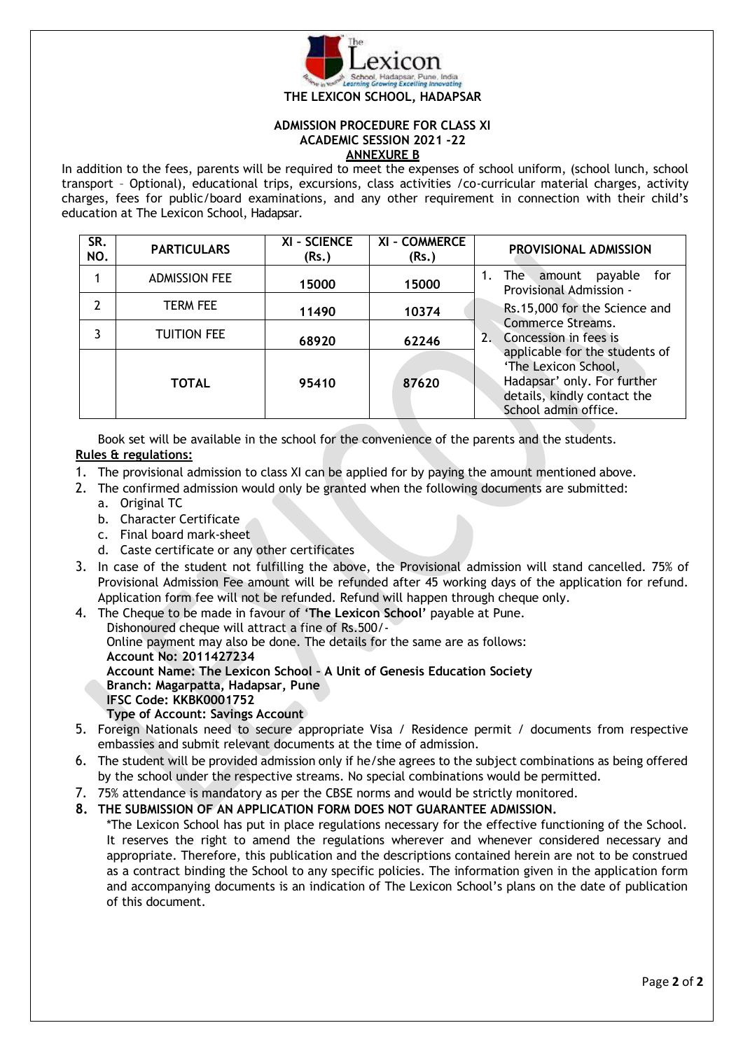# THE LEXICON SCHOOL, HADAPSAR

## ADMISSION PROCEDURE FOR CLASS XI
## ACADEMIC SESSION 2021 -22
## ANNEXURE B

In addition to the fees, parents will be required to meet the expenses of school uniform, (school lunch, school transport – Optional), educational trips, excursions, class activities /co-curricular material charges, activity charges, fees for public/board examinations, and any other requirement in connection with their child's education at The Lexicon School, Hadapsar.

| SR. NO. | PARTICULARS | XI - SCIENCE (Rs.) | XI - COMMERCE (Rs.) | PROVISIONAL ADMISSION |
|---|---|---|---|---|
| 1 | ADMISSION FEE | 15000 | 15000 | 1. The amount payable for Provisional Admission - Rs.15,000 for the Science and Commerce Streams. 2. Concession in fees is applicable for the students of 'The Lexicon School, Hadapsar' only. For further details, kindly contact the School admin office. |
| 2 | TERM FEE | 11490 | 10374 | |
| 3 | TUITION FEE | 68920 | 62246 | |
| | **TOTAL** | **95410** | **87620** | |

Book set will be available in the school for the convenience of the parents and the students.

**Rules & regulations:**

1. The provisional admission to class XI can be applied for by paying the amount mentioned above.
2. The confirmed admission would only be granted when the following documents are submitted:
   a. Original TC
   b. Character Certificate
   c. Final board mark-sheet
   d. Caste certificate or any other certificates
3. In case of the student not fulfilling the above, the Provisional admission will stand cancelled. 75% of Provisional Admission Fee amount will be refunded after 45 working days of the application for refund. Application form fee will not be refunded. Refund will happen through cheque only.
4. The Cheque to be made in favour of **'The Lexicon School'** payable at Pune.
   Dishonoured cheque will attract a fine of Rs.500/-
   Online payment may also be done. The details for the same are as follows:
   **Account No: 2011427234**
   **Account Name: The Lexicon School – A Unit of Genesis Education Society**
   **Branch: Magarpatta, Hadapsar, Pune**
   **IFSC Code: KKBK0001752**
   **Type of Account: Savings Account**
5. Foreign Nationals need to secure appropriate Visa / Residence permit / documents from respective embassies and submit relevant documents at the time of admission.
6. The student will be provided admission only if he/she agrees to the subject combinations as being offered by the school under the respective streams. No special combinations would be permitted.
7. 75% attendance is mandatory as per the CBSE norms and would be strictly monitored.
8. **THE SUBMISSION OF AN APPLICATION FORM DOES NOT GUARANTEE ADMISSION.**
   *The Lexicon School has put in place regulations necessary for the effective functioning of the School. It reserves the right to amend the regulations wherever and whenever considered necessary and appropriate. Therefore, this publication and the descriptions contained herein are not to be construed as a contract binding the School to any specific policies. The information given in the application form and accompanying documents is an indication of The Lexicon School's plans on the date of publication of this document.